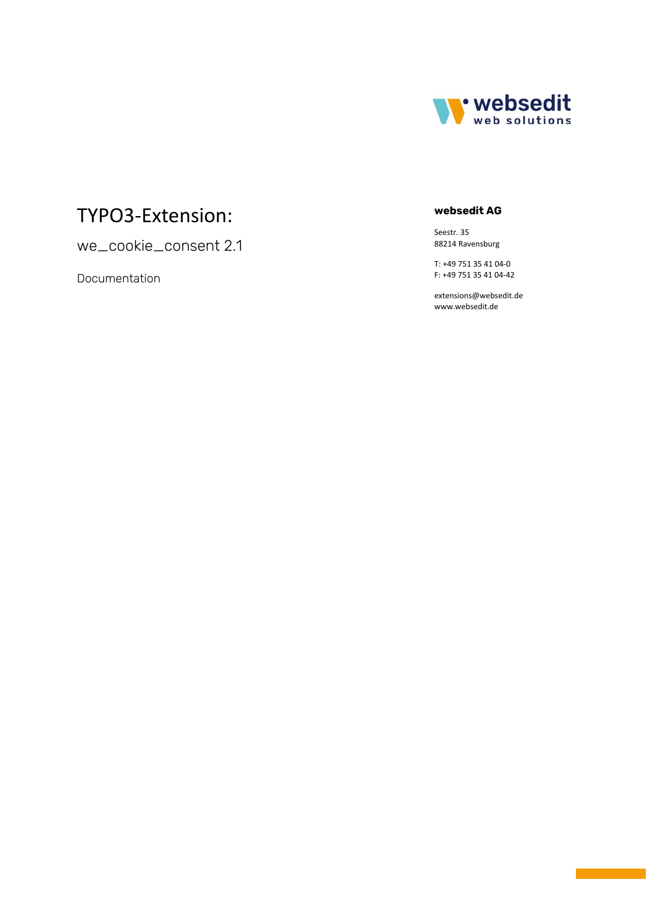websedit
web solutions

# TYPO3-Extension:

## we_cookie_consent 2.1

Documentation

**websedit AG**

Seestr. 35
88214 Ravensburg

T: +49 751 35 41 04-0
F: +49 751 35 41 04-42

extensions@websedit.de
www.websedit.de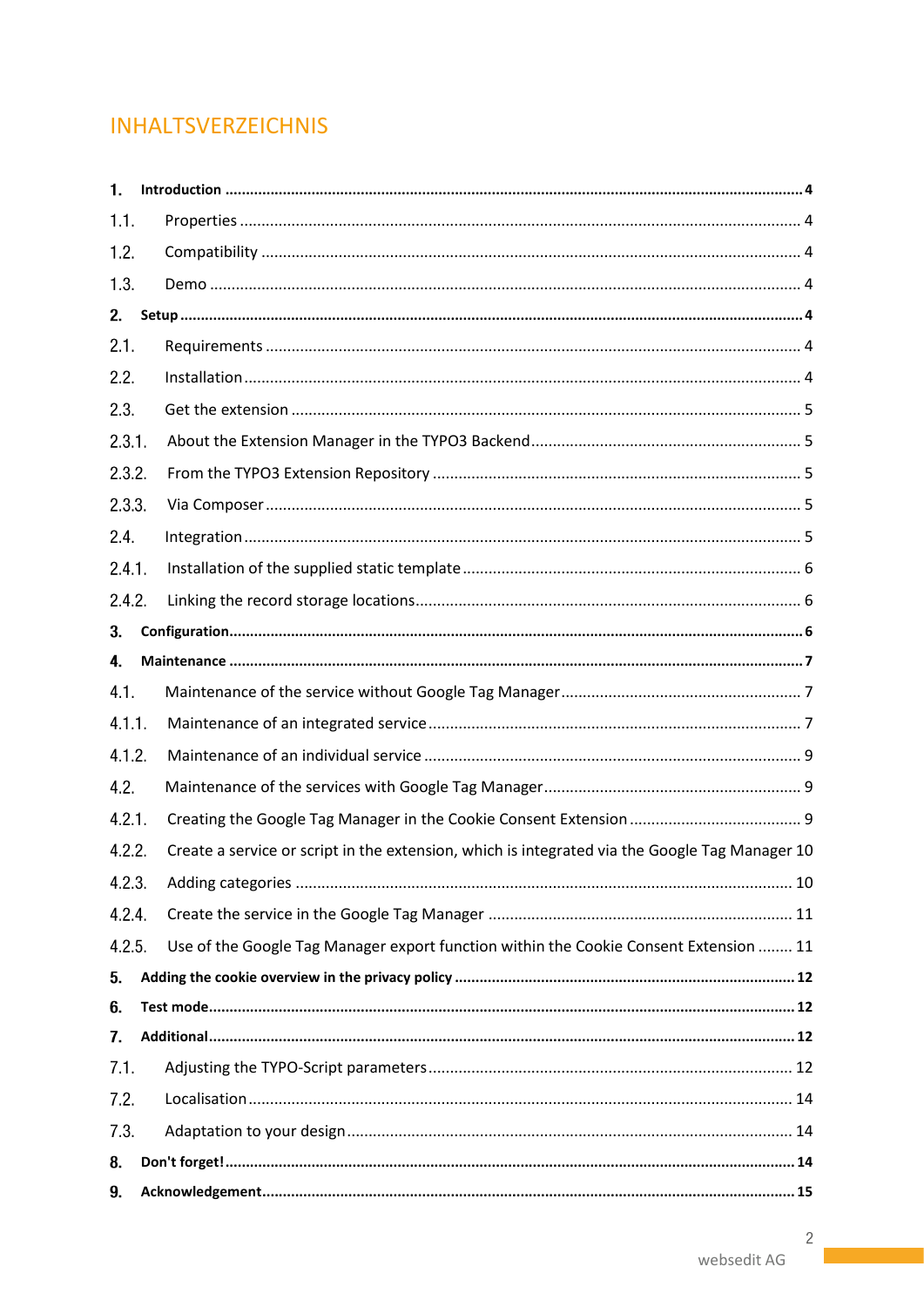# INHALTSVERZEICHNIS

**1. Introduction ............ 4**

1.1. Properties ............ 4

1.2. Compatibility ............ 4

1.3. Demo ............ 4

**2. Setup ............ 4**

2.1. Requirements ............ 4

2.2. Installation ............ 4

2.3. Get the extension ............ 5

2.3.1. About the Extension Manager in the TYPO3 Backend ............ 5

2.3.2. From the TYPO3 Extension Repository ............ 5

2.3.3. Via Composer ............ 5

2.4. Integration ............ 5

2.4.1. Installation of the supplied static template ............ 6

2.4.2. Linking the record storage locations ............ 6

**3. Configuration ............ 6**

**4. Maintenance ............ 7**

4.1. Maintenance of the service without Google Tag Manager ............ 7

4.1.1. Maintenance of an integrated service ............ 7

4.1.2. Maintenance of an individual service ............ 9

4.2. Maintenance of the services with Google Tag Manager ............ 9

4.2.1. Creating the Google Tag Manager in the Cookie Consent Extension ............ 9

4.2.2. Create a service or script in the extension, which is integrated via the Google Tag Manager 10

4.2.3. Adding categories ............ 10

4.2.4. Create the service in the Google Tag Manager ............ 11

4.2.5. Use of the Google Tag Manager export function within the Cookie Consent Extension ............ 11

**5. Adding the cookie overview in the privacy policy ............ 12**

**6. Test mode ............ 12**

**7. Additional ............ 12**

7.1. Adjusting the TYPO-Script parameters ............ 12

7.2. Localisation ............ 14

7.3. Adaptation to your design ............ 14

**8. Don't forget! ............ 14**

**9. Acknowledgement ............ 15**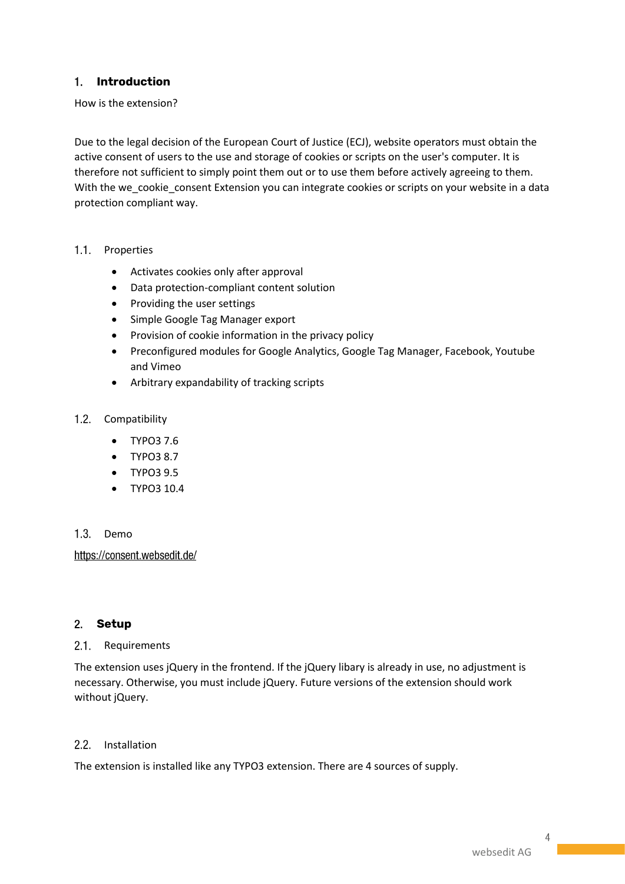## 1. Introduction

How is the extension?

Due to the legal decision of the European Court of Justice (ECJ), website operators must obtain the active consent of users to the use and storage of cookies or scripts on the user's computer. It is therefore not sufficient to simply point them out or to use them before actively agreeing to them. With the we_cookie_consent Extension you can integrate cookies or scripts on your website in a data protection compliant way.

### 1.1. Properties

- Activates cookies only after approval
- Data protection-compliant content solution
- Providing the user settings
- Simple Google Tag Manager export
- Provision of cookie information in the privacy policy
- Preconfigured modules for Google Analytics, Google Tag Manager, Facebook, Youtube and Vimeo
- Arbitrary expandability of tracking scripts

### 1.2. Compatibility

- TYPO3 7.6
- TYPO3 8.7
- TYPO3 9.5
- TYPO3 10.4

### 1.3. Demo

https://consent.websedit.de/

## 2. Setup

### 2.1. Requirements

The extension uses jQuery in the frontend. If the jQuery libary is already in use, no adjustment is necessary. Otherwise, you must include jQuery. Future versions of the extension should work without jQuery.

### 2.2. Installation

The extension is installed like any TYPO3 extension. There are 4 sources of supply.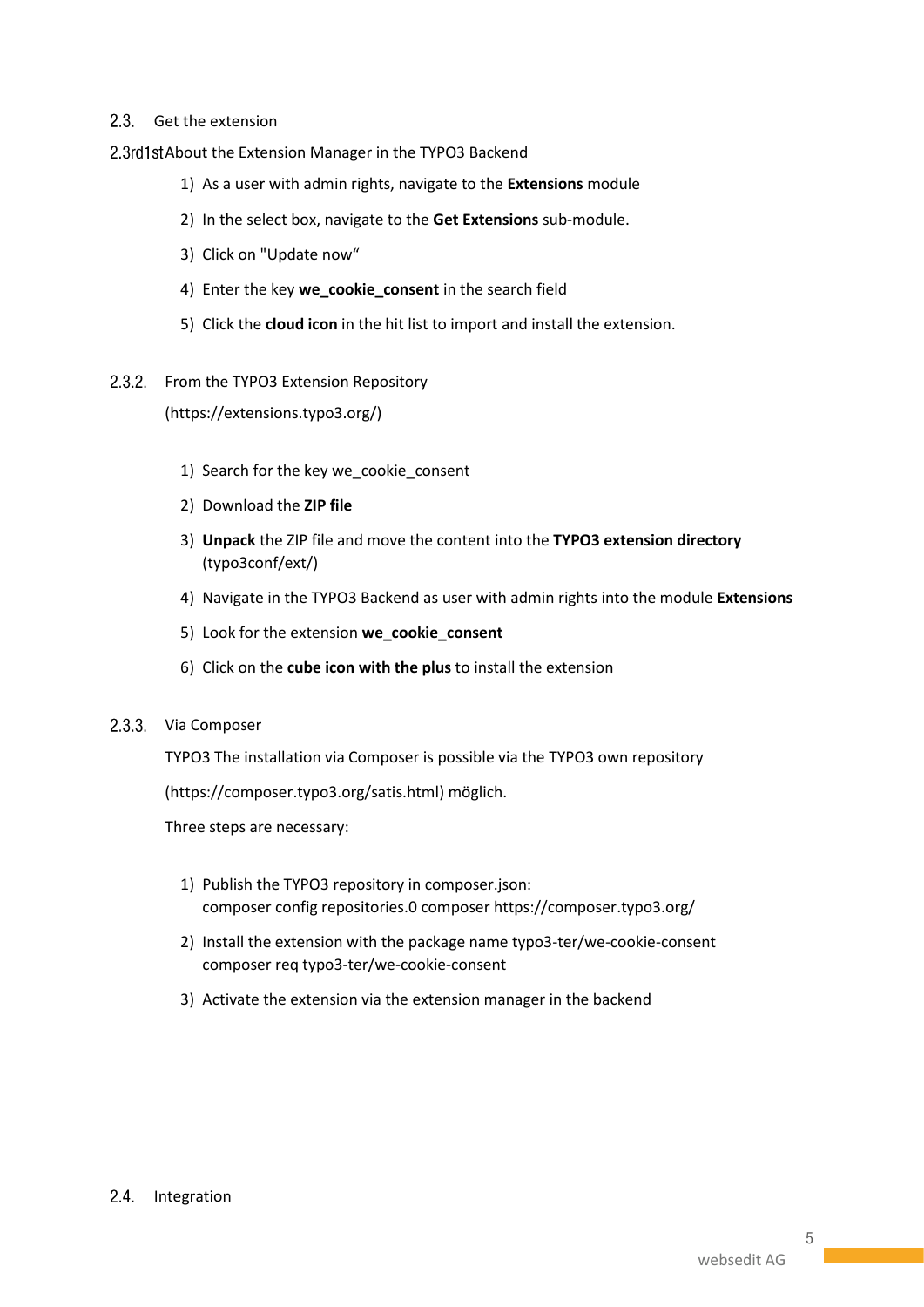## 2.3. Get the extension

### 2.3rd1st About the Extension Manager in the TYPO3 Backend

1) As a user with admin rights, navigate to the **Extensions** module
2) In the select box, navigate to the **Get Extensions** sub-module.
3) Click on "Update now"
4) Enter the key **we_cookie_consent** in the search field
5) Click the **cloud icon** in the hit list to import and install the extension.

### 2.3.2. From the TYPO3 Extension Repository

(https://extensions.typo3.org/)

1) Search for the key we_cookie_consent
2) Download the **ZIP file**
3) **Unpack** the ZIP file and move the content into the **TYPO3 extension directory** (typo3conf/ext/)
4) Navigate in the TYPO3 Backend as user with admin rights into the module **Extensions**
5) Look for the extension **we_cookie_consent**
6) Click on the **cube icon with the plus** to install the extension

### 2.3.3. Via Composer

TYPO3 The installation via Composer is possible via the TYPO3 own repository

(https://composer.typo3.org/satis.html) möglich.

Three steps are necessary:

1) Publish the TYPO3 repository in composer.json:
   composer config repositories.0 composer https://composer.typo3.org/
2) Install the extension with the package name typo3-ter/we-cookie-consent
   composer req typo3-ter/we-cookie-consent
3) Activate the extension via the extension manager in the backend

## 2.4. Integration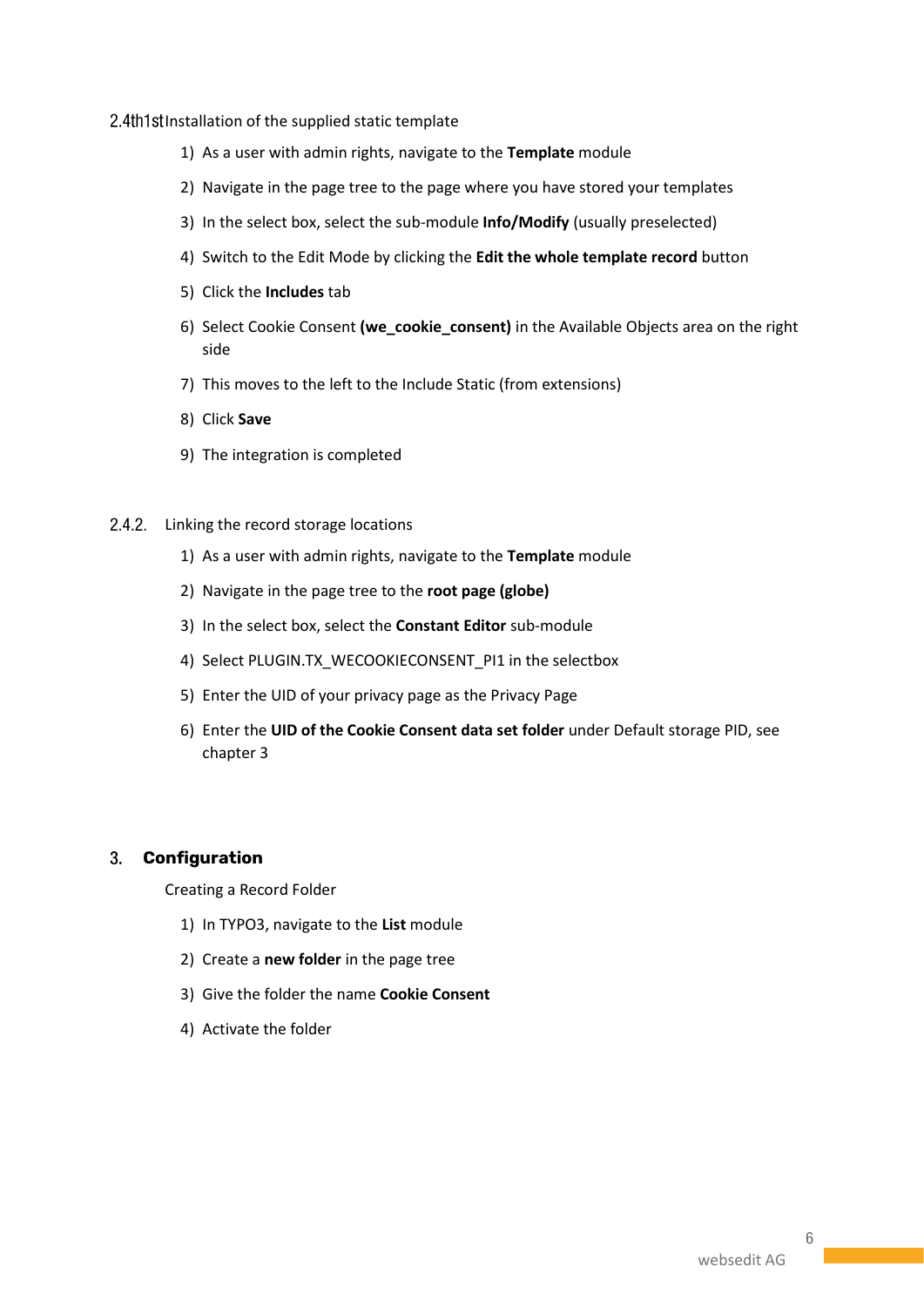### 2.4th1st Installation of the supplied static template

1) As a user with admin rights, navigate to the **Template** module
2) Navigate in the page tree to the page where you have stored your templates
3) In the select box, select the sub-module **Info/Modify** (usually preselected)
4) Switch to the Edit Mode by clicking the **Edit the whole template record** button
5) Click the **Includes** tab
6) Select Cookie Consent **(we_cookie_consent)** in the Available Objects area on the right side
7) This moves to the left to the Include Static (from extensions)
8) Click **Save**
9) The integration is completed

### 2.4.2. Linking the record storage locations

1) As a user with admin rights, navigate to the **Template** module
2) Navigate in the page tree to the **root page (globe)**
3) In the select box, select the **Constant Editor** sub-module
4) Select PLUGIN.TX_WECOOKIECONSENT_PI1 in the selectbox
5) Enter the UID of your privacy page as the Privacy Page
6) Enter the **UID of the Cookie Consent data set folder** under Default storage PID, see chapter 3

## 3. Configuration

Creating a Record Folder

1) In TYPO3, navigate to the **List** module
2) Create a **new folder** in the page tree
3) Give the folder the name **Cookie Consent**
4) Activate the folder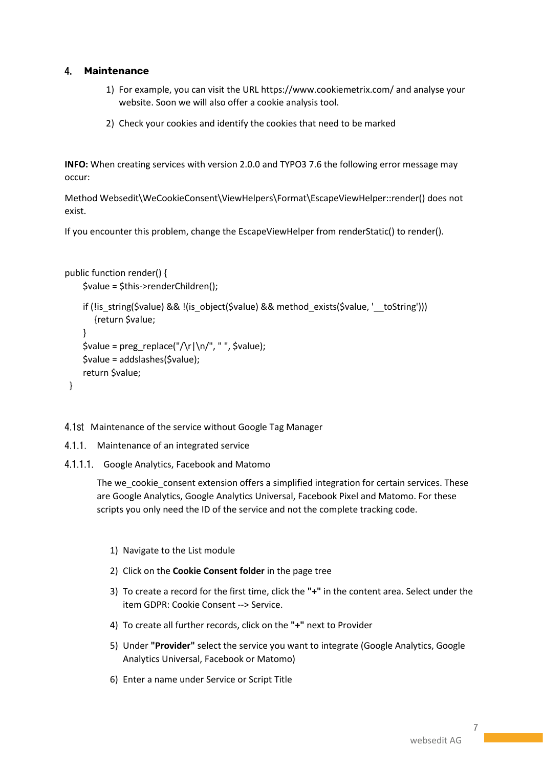## 4. Maintenance

1) For example, you can visit the URL https://www.cookiemetrix.com/ and analyse your website. Soon we will also offer a cookie analysis tool.
2) Check your cookies and identify the cookies that need to be marked

**INFO:** When creating services with version 2.0.0 and TYPO3 7.6 the following error message may occur:

Method Websedit\WeCookieConsent\ViewHelpers\Format\EscapeViewHelper::render() does not exist.

If you encounter this problem, change the EscapeViewHelper from renderStatic() to render().

```
public function render() {
    $value = $this->renderChildren();
    if (!is_string($value) && !(is_object($value) && method_exists($value, '__toString')))
       {return $value;
    }
    $value = preg_replace("/\r|\n/", " ", $value);
    $value = addslashes($value);
    return $value;
 }
```

### 4.1st Maintenance of the service without Google Tag Manager

#### 4.1.1. Maintenance of an integrated service

##### 4.1.1.1. Google Analytics, Facebook and Matomo

The we_cookie_consent extension offers a simplified integration for certain services. These are Google Analytics, Google Analytics Universal, Facebook Pixel and Matomo. For these scripts you only need the ID of the service and not the complete tracking code.

1) Navigate to the List module
2) Click on the **Cookie Consent folder** in the page tree
3) To create a record for the first time, click the **"+"** in the content area. Select under the item GDPR: Cookie Consent --> Service.
4) To create all further records, click on the **"+"** next to Provider
5) Under **"Provider"** select the service you want to integrate (Google Analytics, Google Analytics Universal, Facebook or Matomo)
6) Enter a name under Service or Script Title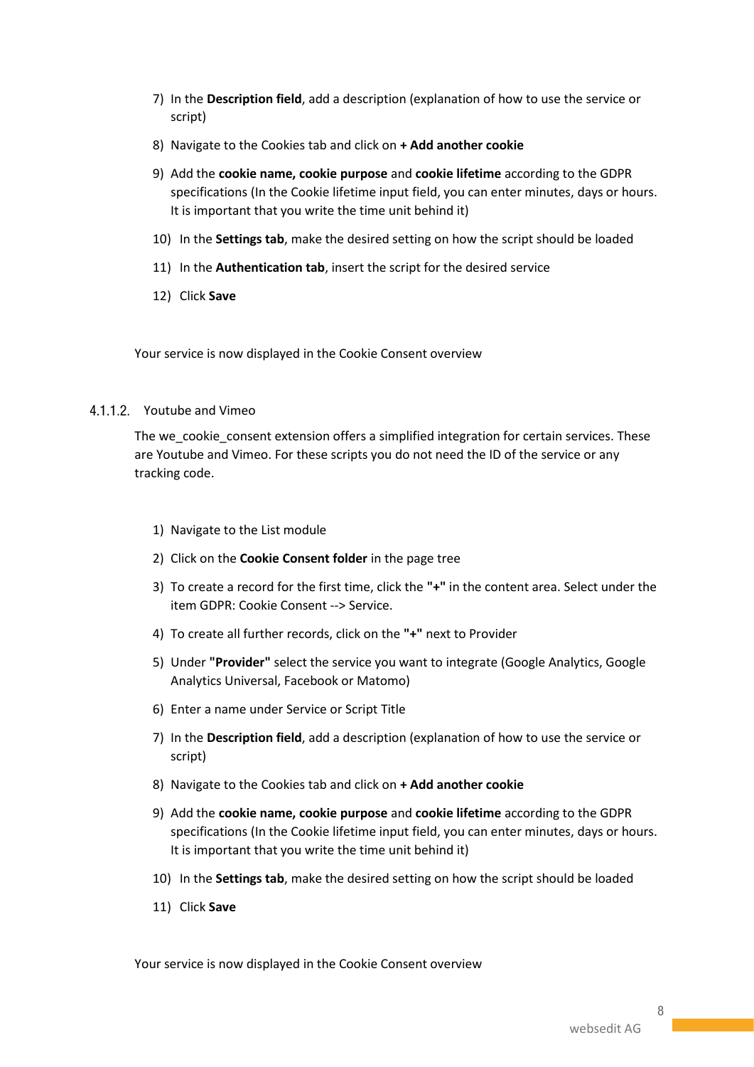7) In the **Description field**, add a description (explanation of how to use the service or script)
8) Navigate to the Cookies tab and click on **+ Add another cookie**
9) Add the **cookie name, cookie purpose** and **cookie lifetime** according to the GDPR specifications (In the Cookie lifetime input field, you can enter minutes, days or hours. It is important that you write the time unit behind it)
10) In the **Settings tab**, make the desired setting on how the script should be loaded
11) In the **Authentication tab**, insert the script for the desired service
12) Click **Save**

Your service is now displayed in the Cookie Consent overview

#### 4.1.1.2. Youtube and Vimeo

The we_cookie_consent extension offers a simplified integration for certain services. These are Youtube and Vimeo. For these scripts you do not need the ID of the service or any tracking code.

1) Navigate to the List module
2) Click on the **Cookie Consent folder** in the page tree
3) To create a record for the first time, click the **"+"** in the content area. Select under the item GDPR: Cookie Consent --> Service.
4) To create all further records, click on the **"+"** next to Provider
5) Under **"Provider"** select the service you want to integrate (Google Analytics, Google Analytics Universal, Facebook or Matomo)
6) Enter a name under Service or Script Title
7) In the **Description field**, add a description (explanation of how to use the service or script)
8) Navigate to the Cookies tab and click on **+ Add another cookie**
9) Add the **cookie name, cookie purpose** and **cookie lifetime** according to the GDPR specifications (In the Cookie lifetime input field, you can enter minutes, days or hours. It is important that you write the time unit behind it)
10) In the **Settings tab**, make the desired setting on how the script should be loaded
11) Click **Save**

Your service is now displayed in the Cookie Consent overview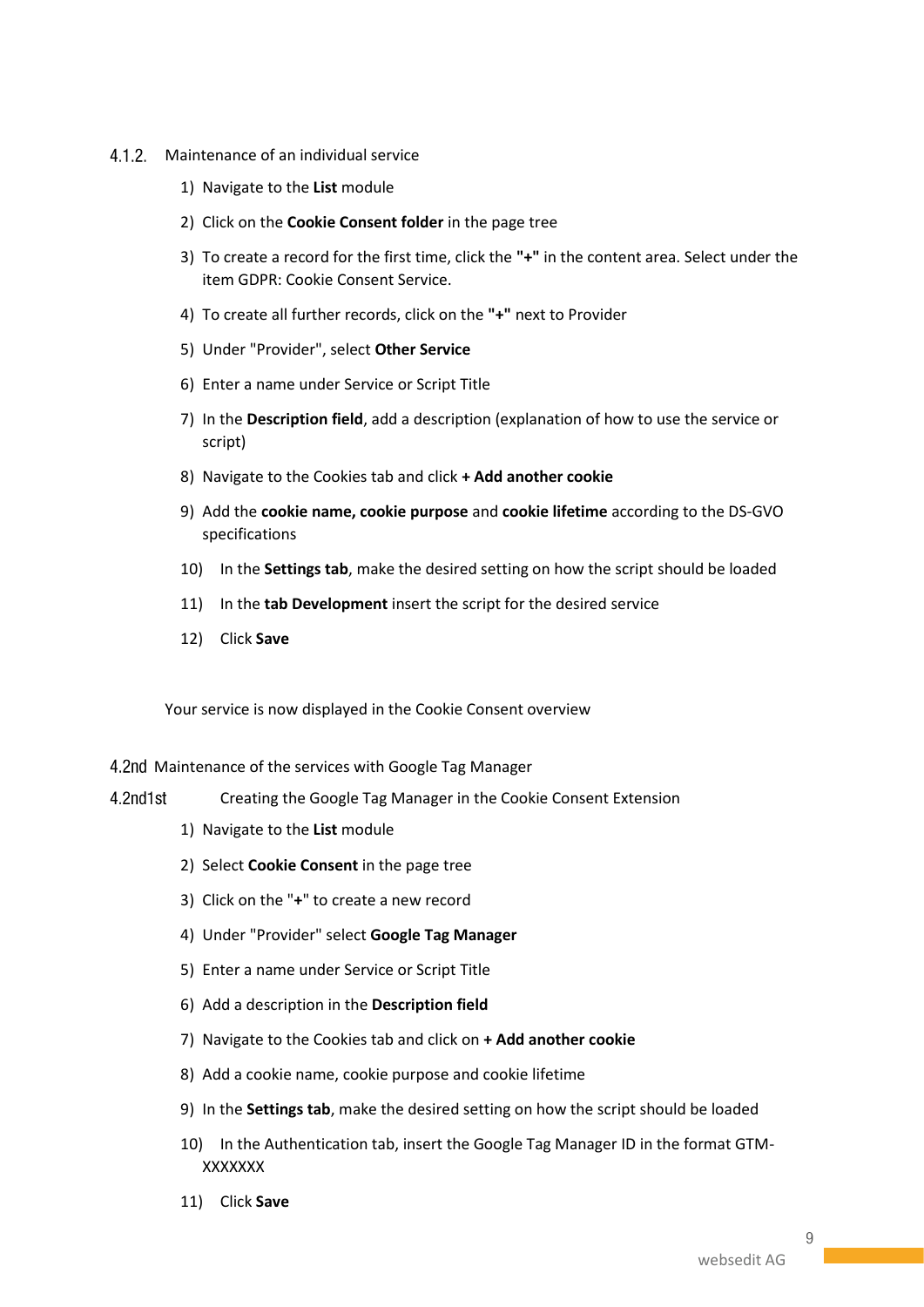### 4.1.2. Maintenance of an individual service

1) Navigate to the **List** module
2) Click on the **Cookie Consent folder** in the page tree
3) To create a record for the first time, click the **"+"** in the content area. Select under the item GDPR: Cookie Consent Service.
4) To create all further records, click on the **"+"** next to Provider
5) Under "Provider", select **Other Service**
6) Enter a name under Service or Script Title
7) In the **Description field**, add a description (explanation of how to use the service or script)
8) Navigate to the Cookies tab and click **+ Add another cookie**
9) Add the **cookie name, cookie purpose** and **cookie lifetime** according to the DS-GVO specifications
10) In the **Settings tab**, make the desired setting on how the script should be loaded
11) In the **tab Development** insert the script for the desired service
12) Click **Save**

Your service is now displayed in the Cookie Consent overview

## 4.2nd Maintenance of the services with Google Tag Manager

### 4.2nd1st Creating the Google Tag Manager in the Cookie Consent Extension

1) Navigate to the **List** module
2) Select **Cookie Consent** in the page tree
3) Click on the "**+**" to create a new record
4) Under "Provider" select **Google Tag Manager**
5) Enter a name under Service or Script Title
6) Add a description in the **Description field**
7) Navigate to the Cookies tab and click on **+ Add another cookie**
8) Add a cookie name, cookie purpose and cookie lifetime
9) In the **Settings tab**, make the desired setting on how the script should be loaded
10) In the Authentication tab, insert the Google Tag Manager ID in the format GTM-XXXXXXX
11) Click **Save**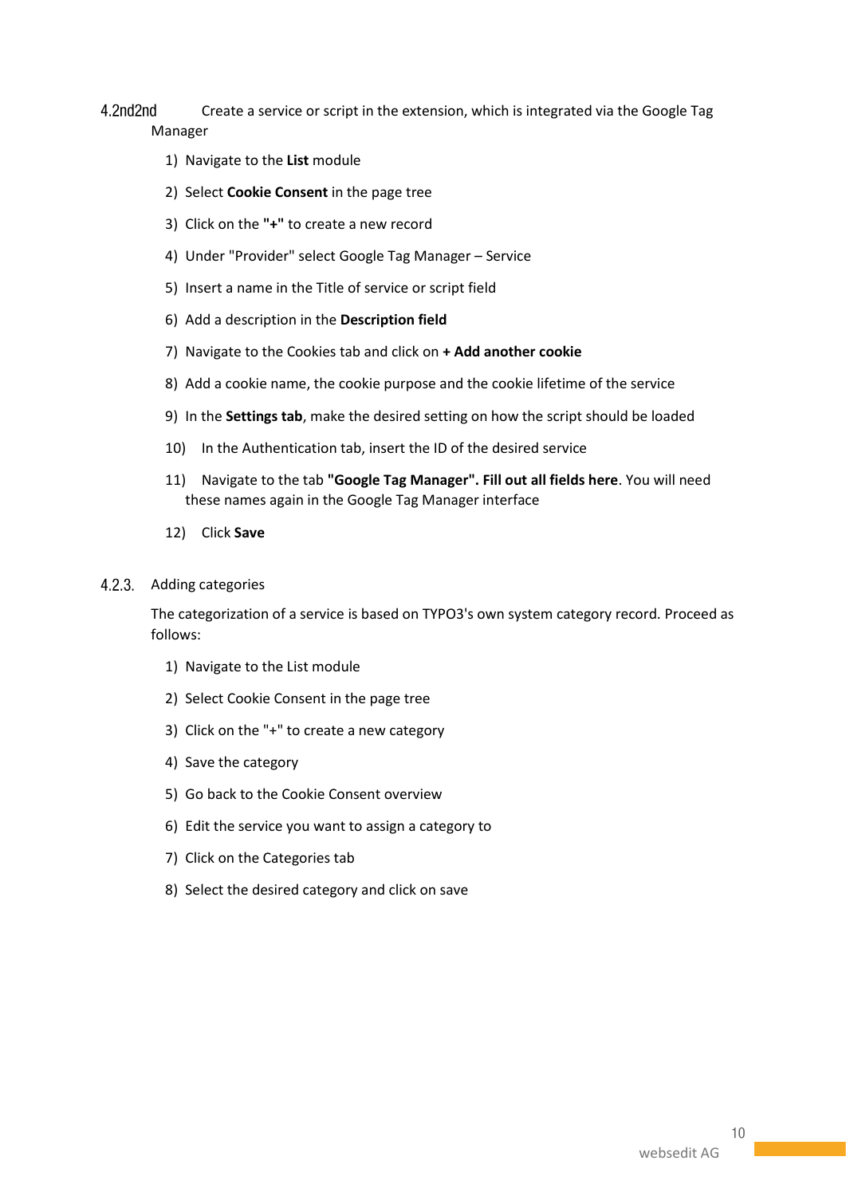### 4.2nd2nd Create a service or script in the extension, which is integrated via the Google Tag Manager

1) Navigate to the **List** module
2) Select **Cookie Consent** in the page tree
3) Click on the **"+"** to create a new record
4) Under "Provider" select Google Tag Manager – Service
5) Insert a name in the Title of service or script field
6) Add a description in the **Description field**
7) Navigate to the Cookies tab and click on **+ Add another cookie**
8) Add a cookie name, the cookie purpose and the cookie lifetime of the service
9) In the **Settings tab**, make the desired setting on how the script should be loaded
10) In the Authentication tab, insert the ID of the desired service
11) Navigate to the tab **"Google Tag Manager". Fill out all fields here**. You will need these names again in the Google Tag Manager interface
12) Click **Save**

### 4.2.3. Adding categories

The categorization of a service is based on TYPO3's own system category record. Proceed as follows:

1) Navigate to the List module
2) Select Cookie Consent in the page tree
3) Click on the "+" to create a new category
4) Save the category
5) Go back to the Cookie Consent overview
6) Edit the service you want to assign a category to
7) Click on the Categories tab
8) Select the desired category and click on save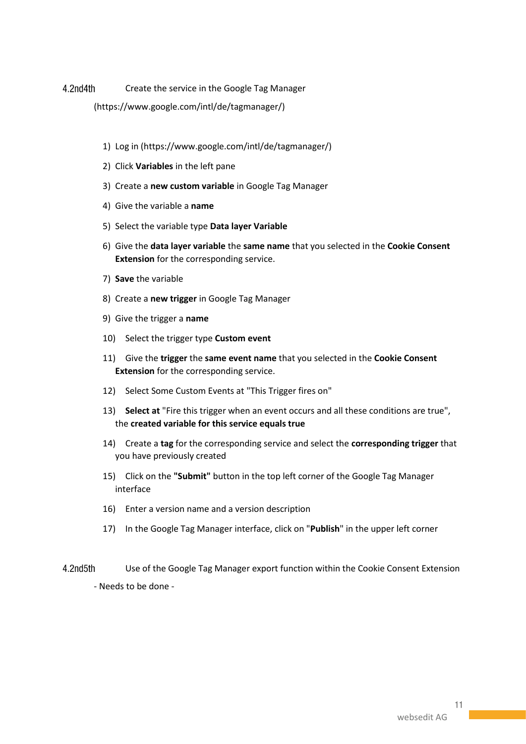### 4.2nd4th Create the service in the Google Tag Manager

(https://www.google.com/intl/de/tagmanager/)

1) Log in (https://www.google.com/intl/de/tagmanager/)
2) Click **Variables** in the left pane
3) Create a **new custom variable** in Google Tag Manager
4) Give the variable a **name**
5) Select the variable type **Data layer Variable**
6) Give the **data layer variable** the **same name** that you selected in the **Cookie Consent Extension** for the corresponding service.
7) **Save** the variable
8) Create a **new trigger** in Google Tag Manager
9) Give the trigger a **name**
10) Select the trigger type **Custom event**
11) Give the **trigger** the **same event name** that you selected in the **Cookie Consent Extension** for the corresponding service.
12) Select Some Custom Events at "This Trigger fires on"
13) **Select at** "Fire this trigger when an event occurs and all these conditions are true", the **created variable for this service equals true**
14) Create a **tag** for the corresponding service and select the **corresponding trigger** that you have previously created
15) Click on the **"Submit"** button in the top left corner of the Google Tag Manager interface
16) Enter a version name and a version description
17) In the Google Tag Manager interface, click on "**Publish**" in the upper left corner

### 4.2nd5th Use of the Google Tag Manager export function within the Cookie Consent Extension

- Needs to be done -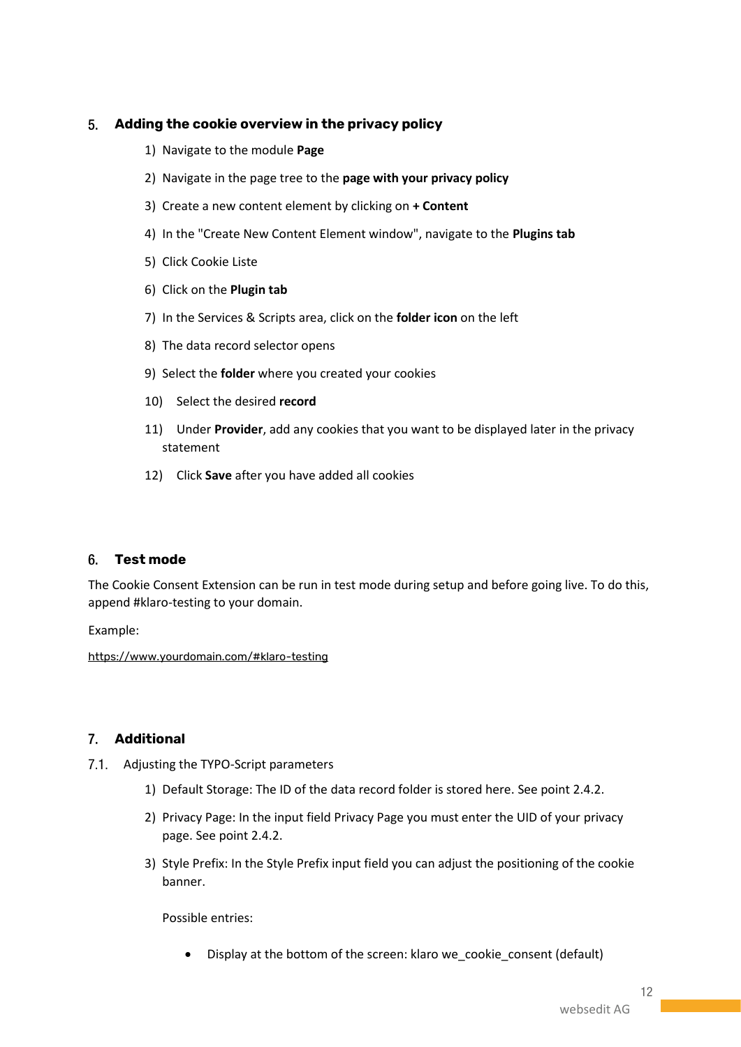## 5. Adding the cookie overview in the privacy policy

1) Navigate to the module **Page**
2) Navigate in the page tree to the **page with your privacy policy**
3) Create a new content element by clicking on **+ Content**
4) In the "Create New Content Element window", navigate to the **Plugins tab**
5) Click Cookie Liste
6) Click on the **Plugin tab**
7) In the Services & Scripts area, click on the **folder icon** on the left
8) The data record selector opens
9) Select the **folder** where you created your cookies
10) Select the desired **record**
11) Under **Provider**, add any cookies that you want to be displayed later in the privacy statement
12) Click **Save** after you have added all cookies

## 6. Test mode

The Cookie Consent Extension can be run in test mode during setup and before going live. To do this, append #klaro-testing to your domain.

Example:

https://www.yourdomain.com/#klaro-testing

## 7. Additional

### 7.1. Adjusting the TYPO-Script parameters

1) Default Storage: The ID of the data record folder is stored here. See point 2.4.2.
2) Privacy Page: In the input field Privacy Page you must enter the UID of your privacy page. See point 2.4.2.
3) Style Prefix: In the Style Prefix input field you can adjust the positioning of the cookie banner.

   Possible entries:

   - Display at the bottom of the screen: klaro we_cookie_consent (default)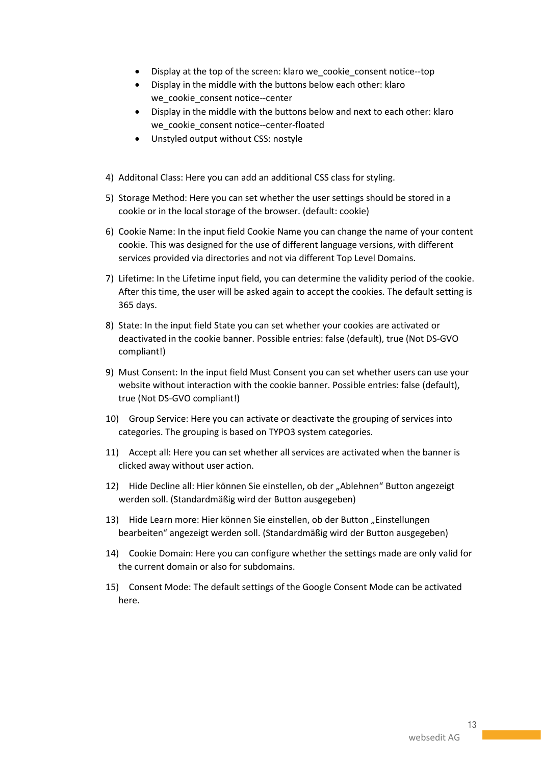- Display at the top of the screen: klaro we_cookie_consent notice--top
- Display in the middle with the buttons below each other: klaro we_cookie_consent notice--center
- Display in the middle with the buttons below and next to each other: klaro we_cookie_consent notice--center-floated
- Unstyled output without CSS: nostyle

4) Additonal Class: Here you can add an additional CSS class for styling.
5) Storage Method: Here you can set whether the user settings should be stored in a cookie or in the local storage of the browser. (default: cookie)
6) Cookie Name: In the input field Cookie Name you can change the name of your content cookie. This was designed for the use of different language versions, with different services provided via directories and not via different Top Level Domains.
7) Lifetime: In the Lifetime input field, you can determine the validity period of the cookie. After this time, the user will be asked again to accept the cookies. The default setting is 365 days.
8) State: In the input field State you can set whether your cookies are activated or deactivated in the cookie banner. Possible entries: false (default), true (Not DS-GVO compliant!)
9) Must Consent: In the input field Must Consent you can set whether users can use your website without interaction with the cookie banner. Possible entries: false (default), true (Not DS-GVO compliant!)
10) Group Service: Here you can activate or deactivate the grouping of services into categories. The grouping is based on TYPO3 system categories.
11) Accept all: Here you can set whether all services are activated when the banner is clicked away without user action.
12) Hide Decline all: Hier können Sie einstellen, ob der „Ablehnen" Button angezeigt werden soll. (Standardmäßig wird der Button ausgegeben)
13) Hide Learn more: Hier können Sie einstellen, ob der Button „Einstellungen bearbeiten" angezeigt werden soll. (Standardmäßig wird der Button ausgegeben)
14) Cookie Domain: Here you can configure whether the settings made are only valid for the current domain or also for subdomains.
15) Consent Mode: The default settings of the Google Consent Mode can be activated here.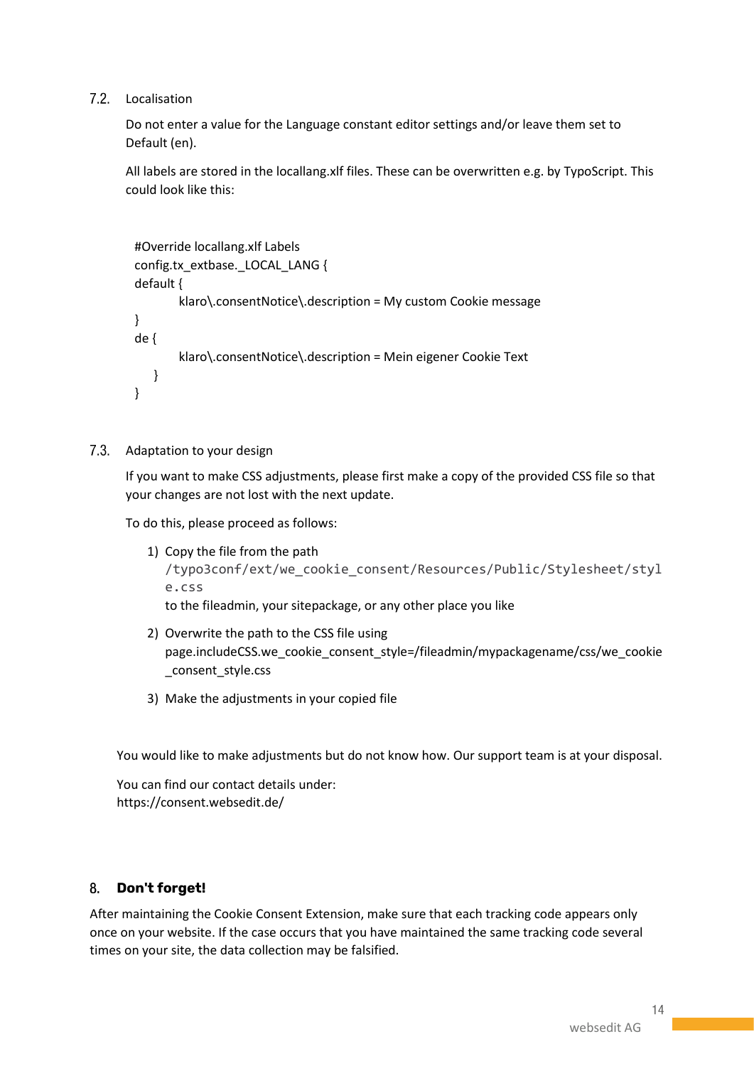### 7.2. Localisation

Do not enter a value for the Language constant editor settings and/or leave them set to Default (en).

All labels are stored in the locallang.xlf files. These can be overwritten e.g. by TypoScript. This could look like this:

```
#Override locallang.xlf Labels
config.tx_extbase._LOCAL_LANG {
default {
        klaro\.consentNotice\.description = My custom Cookie message
}
de {
        klaro\.consentNotice\.description = Mein eigener Cookie Text
    }
}
```

### 7.3. Adaptation to your design

If you want to make CSS adjustments, please first make a copy of the provided CSS file so that your changes are not lost with the next update.

To do this, please proceed as follows:

1) Copy the file from the path `/typo3conf/ext/we_cookie_consent/Resources/Public/Stylesheet/style.css` to the fileadmin, your sitepackage, or any other place you like
2) Overwrite the path to the CSS file using page.includeCSS.we_cookie_consent_style=/fileadmin/mypackagename/css/we_cookie_consent_style.css
3) Make the adjustments in your copied file

You would like to make adjustments but do not know how. Our support team is at your disposal.

You can find our contact details under:
https://consent.websedit.de/

## 8. **Don't forget!**

After maintaining the Cookie Consent Extension, make sure that each tracking code appears only once on your website. If the case occurs that you have maintained the same tracking code several times on your site, the data collection may be falsified.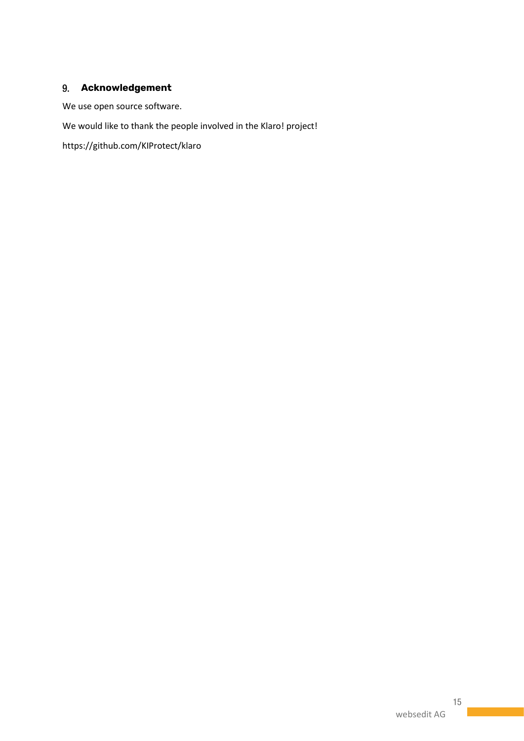## 9. Acknowledgement

We use open source software.

We would like to thank the people involved in the Klaro! project!

https://github.com/KIProtect/klaro